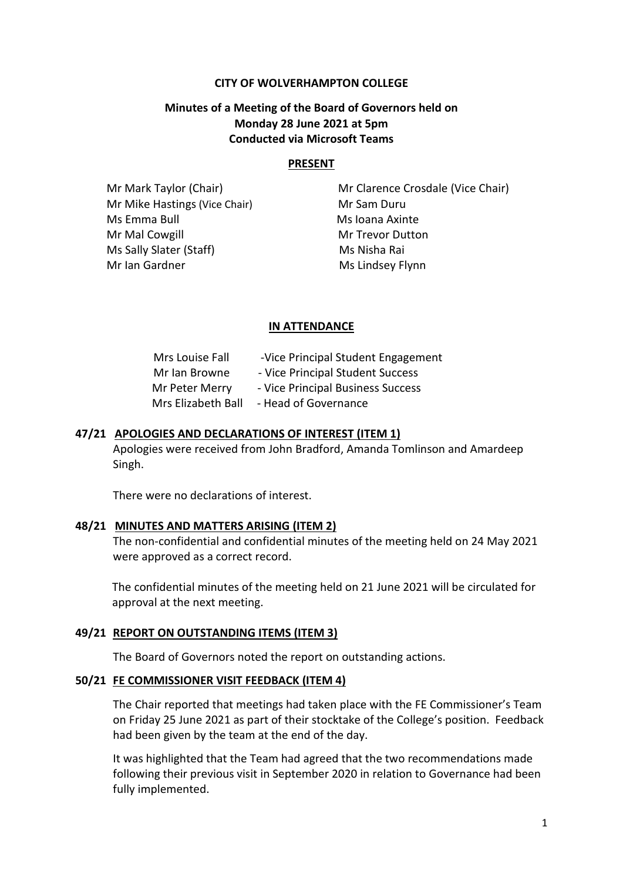**CITY OF WOLVERHAMPTON COLLEGE**

**Minutes of a Meeting of the Board of Governors held on Monday 28 June 2021 at 5pm Conducted via Microsoft Teams**

**PRESENT**

| | |
|---|---|
| Mr Mark Taylor (Chair) | Mr Clarence Crosdale (Vice Chair) |
| Mr Mike Hastings (Vice Chair) | Mr Sam Duru |
| Ms Emma Bull | Ms Ioana Axinte |
| Mr Mal Cowgill | Mr Trevor Dutton |
| Ms Sally Slater (Staff) | Ms Nisha Rai |
| Mr Ian Gardner | Ms Lindsey Flynn |

**IN ATTENDANCE**

| | |
|---|---|
| Mrs Louise Fall | -Vice Principal Student Engagement |
| Mr Ian Browne | - Vice Principal Student Success |
| Mr Peter Merry | - Vice Principal Business Success |
| Mrs Elizabeth Ball | - Head of Governance |

**47/21 APOLOGIES AND DECLARATIONS OF INTEREST (ITEM 1)**

Apologies were received from John Bradford, Amanda Tomlinson and Amardeep Singh.

There were no declarations of interest.

**48/21 MINUTES AND MATTERS ARISING (ITEM 2)**

The non-confidential and confidential minutes of the meeting held on 24 May 2021 were approved as a correct record.

The confidential minutes of the meeting held on 21 June 2021 will be circulated for approval at the next meeting.

**49/21 REPORT ON OUTSTANDING ITEMS (ITEM 3)**

The Board of Governors noted the report on outstanding actions.

**50/21 FE COMMISSIONER VISIT FEEDBACK (ITEM 4)**

The Chair reported that meetings had taken place with the FE Commissioner's Team on Friday 25 June 2021 as part of their stocktake of the College's position. Feedback had been given by the team at the end of the day.

It was highlighted that the Team had agreed that the two recommendations made following their previous visit in September 2020 in relation to Governance had been fully implemented.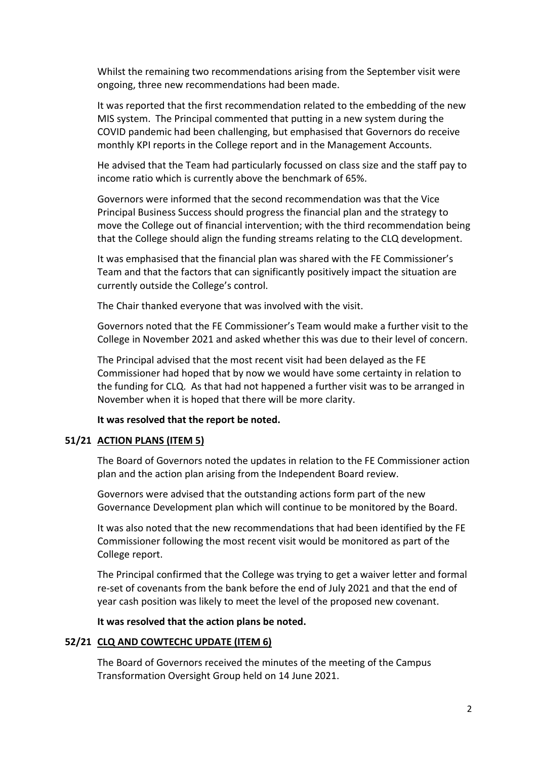Whilst the remaining two recommendations arising from the September visit were ongoing, three new recommendations had been made.

It was reported that the first recommendation related to the embedding of the new MIS system. The Principal commented that putting in a new system during the COVID pandemic had been challenging, but emphasised that Governors do receive monthly KPI reports in the College report and in the Management Accounts.

He advised that the Team had particularly focussed on class size and the staff pay to income ratio which is currently above the benchmark of 65%.

Governors were informed that the second recommendation was that the Vice Principal Business Success should progress the financial plan and the strategy to move the College out of financial intervention; with the third recommendation being that the College should align the funding streams relating to the CLQ development.

It was emphasised that the financial plan was shared with the FE Commissioner's Team and that the factors that can significantly positively impact the situation are currently outside the College's control.

The Chair thanked everyone that was involved with the visit.

Governors noted that the FE Commissioner's Team would make a further visit to the College in November 2021 and asked whether this was due to their level of concern.

The Principal advised that the most recent visit had been delayed as the FE Commissioner had hoped that by now we would have some certainty in relation to the funding for CLQ. As that had not happened a further visit was to be arranged in November when it is hoped that there will be more clarity.

**It was resolved that the report be noted.**

**51/21 ACTION PLANS (ITEM 5)**

The Board of Governors noted the updates in relation to the FE Commissioner action plan and the action plan arising from the Independent Board review.

Governors were advised that the outstanding actions form part of the new Governance Development plan which will continue to be monitored by the Board.

It was also noted that the new recommendations that had been identified by the FE Commissioner following the most recent visit would be monitored as part of the College report.

The Principal confirmed that the College was trying to get a waiver letter and formal re-set of covenants from the bank before the end of July 2021 and that the end of year cash position was likely to meet the level of the proposed new covenant.

**It was resolved that the action plans be noted.**

**52/21 CLQ AND COWTECHC UPDATE (ITEM 6)**

The Board of Governors received the minutes of the meeting of the Campus Transformation Oversight Group held on 14 June 2021.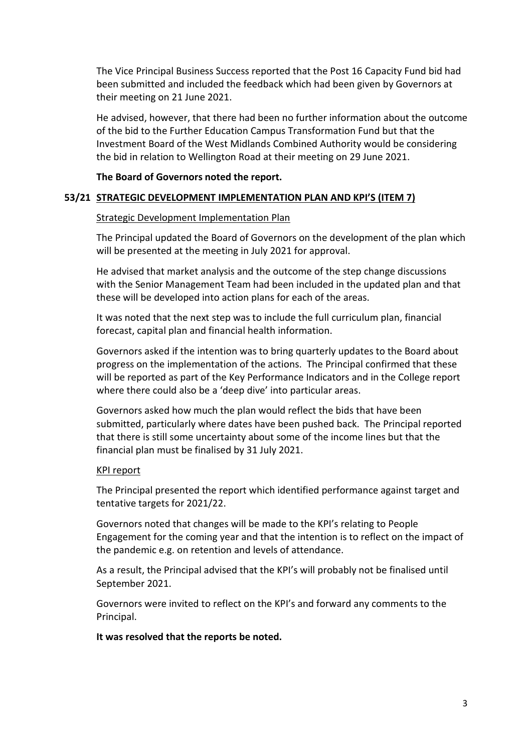The Vice Principal Business Success reported that the Post 16 Capacity Fund bid had been submitted and included the feedback which had been given by Governors at their meeting on 21 June 2021.

He advised, however, that there had been no further information about the outcome of the bid to the Further Education Campus Transformation Fund but that the Investment Board of the West Midlands Combined Authority would be considering the bid in relation to Wellington Road at their meeting on 29 June 2021.

**The Board of Governors noted the report.**

## 53/21 STRATEGIC DEVELOPMENT IMPLEMENTATION PLAN AND KPI'S (ITEM 7)

Strategic Development Implementation Plan

The Principal updated the Board of Governors on the development of the plan which will be presented at the meeting in July 2021 for approval.

He advised that market analysis and the outcome of the step change discussions with the Senior Management Team had been included in the updated plan and that these will be developed into action plans for each of the areas.

It was noted that the next step was to include the full curriculum plan, financial forecast, capital plan and financial health information.

Governors asked if the intention was to bring quarterly updates to the Board about progress on the implementation of the actions. The Principal confirmed that these will be reported as part of the Key Performance Indicators and in the College report where there could also be a 'deep dive' into particular areas.

Governors asked how much the plan would reflect the bids that have been submitted, particularly where dates have been pushed back. The Principal reported that there is still some uncertainty about some of the income lines but that the financial plan must be finalised by 31 July 2021.

KPI report

The Principal presented the report which identified performance against target and tentative targets for 2021/22.

Governors noted that changes will be made to the KPI's relating to People Engagement for the coming year and that the intention is to reflect on the impact of the pandemic e.g. on retention and levels of attendance.

As a result, the Principal advised that the KPI's will probably not be finalised until September 2021.

Governors were invited to reflect on the KPI's and forward any comments to the Principal.

**It was resolved that the reports be noted.**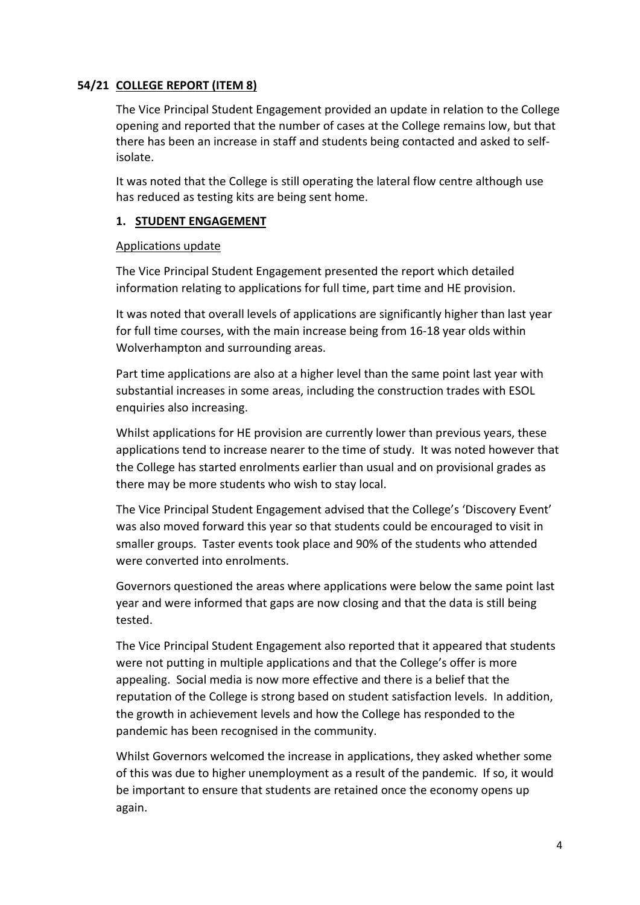## 54/21 COLLEGE REPORT (ITEM 8)

The Vice Principal Student Engagement provided an update in relation to the College opening and reported that the number of cases at the College remains low, but that there has been an increase in staff and students being contacted and asked to self-isolate.

It was noted that the College is still operating the lateral flow centre although use has reduced as testing kits are being sent home.

### 1. STUDENT ENGAGEMENT

Applications update

The Vice Principal Student Engagement presented the report which detailed information relating to applications for full time, part time and HE provision.

It was noted that overall levels of applications are significantly higher than last year for full time courses, with the main increase being from 16-18 year olds within Wolverhampton and surrounding areas.

Part time applications are also at a higher level than the same point last year with substantial increases in some areas, including the construction trades with ESOL enquiries also increasing.

Whilst applications for HE provision are currently lower than previous years, these applications tend to increase nearer to the time of study. It was noted however that the College has started enrolments earlier than usual and on provisional grades as there may be more students who wish to stay local.

The Vice Principal Student Engagement advised that the College's 'Discovery Event' was also moved forward this year so that students could be encouraged to visit in smaller groups. Taster events took place and 90% of the students who attended were converted into enrolments.

Governors questioned the areas where applications were below the same point last year and were informed that gaps are now closing and that the data is still being tested.

The Vice Principal Student Engagement also reported that it appeared that students were not putting in multiple applications and that the College's offer is more appealing. Social media is now more effective and there is a belief that the reputation of the College is strong based on student satisfaction levels. In addition, the growth in achievement levels and how the College has responded to the pandemic has been recognised in the community.

Whilst Governors welcomed the increase in applications, they asked whether some of this was due to higher unemployment as a result of the pandemic. If so, it would be important to ensure that students are retained once the economy opens up again.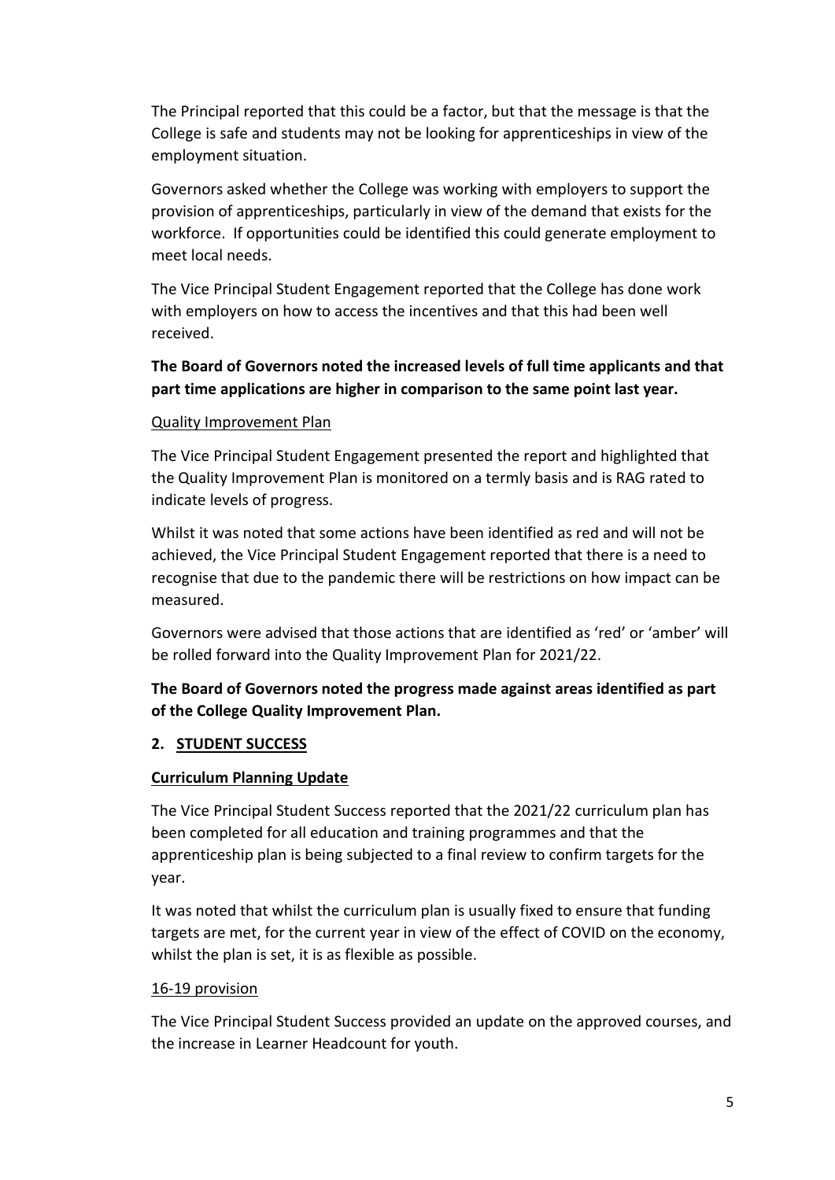The Principal reported that this could be a factor, but that the message is that the College is safe and students may not be looking for apprenticeships in view of the employment situation.

Governors asked whether the College was working with employers to support the provision of apprenticeships, particularly in view of the demand that exists for the workforce. If opportunities could be identified this could generate employment to meet local needs.

The Vice Principal Student Engagement reported that the College has done work with employers on how to access the incentives and that this had been well received.

**The Board of Governors noted the increased levels of full time applicants and that part time applications are higher in comparison to the same point last year.**

<u>Quality Improvement Plan</u>

The Vice Principal Student Engagement presented the report and highlighted that the Quality Improvement Plan is monitored on a termly basis and is RAG rated to indicate levels of progress.

Whilst it was noted that some actions have been identified as red and will not be achieved, the Vice Principal Student Engagement reported that there is a need to recognise that due to the pandemic there will be restrictions on how impact can be measured.

Governors were advised that those actions that are identified as 'red' or 'amber' will be rolled forward into the Quality Improvement Plan for 2021/22.

**The Board of Governors noted the progress made against areas identified as part of the College Quality Improvement Plan.**

## 2. STUDENT SUCCESS

### Curriculum Planning Update

The Vice Principal Student Success reported that the 2021/22 curriculum plan has been completed for all education and training programmes and that the apprenticeship plan is being subjected to a final review to confirm targets for the year.

It was noted that whilst the curriculum plan is usually fixed to ensure that funding targets are met, for the current year in view of the effect of COVID on the economy, whilst the plan is set, it is as flexible as possible.

<u>16-19 provision</u>

The Vice Principal Student Success provided an update on the approved courses, and the increase in Learner Headcount for youth.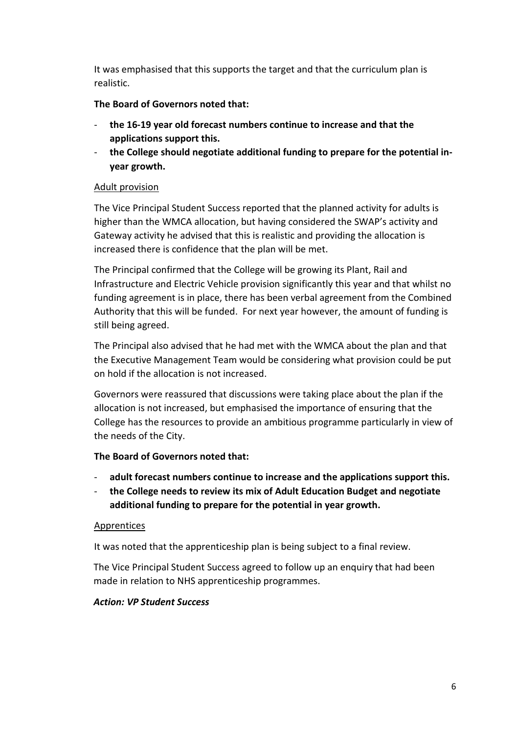It was emphasised that this supports the target and that the curriculum plan is realistic.

**The Board of Governors noted that:**

- **the 16-19 year old forecast numbers continue to increase and that the applications support this.**
- **the College should negotiate additional funding to prepare for the potential in-year growth.**

Adult provision

The Vice Principal Student Success reported that the planned activity for adults is higher than the WMCA allocation, but having considered the SWAP's activity and Gateway activity he advised that this is realistic and providing the allocation is increased there is confidence that the plan will be met.

The Principal confirmed that the College will be growing its Plant, Rail and Infrastructure and Electric Vehicle provision significantly this year and that whilst no funding agreement is in place, there has been verbal agreement from the Combined Authority that this will be funded. For next year however, the amount of funding is still being agreed.

The Principal also advised that he had met with the WMCA about the plan and that the Executive Management Team would be considering what provision could be put on hold if the allocation is not increased.

Governors were reassured that discussions were taking place about the plan if the allocation is not increased, but emphasised the importance of ensuring that the College has the resources to provide an ambitious programme particularly in view of the needs of the City.

**The Board of Governors noted that:**

- **adult forecast numbers continue to increase and the applications support this.**
- **the College needs to review its mix of Adult Education Budget and negotiate additional funding to prepare for the potential in year growth.**

Apprentices

It was noted that the apprenticeship plan is being subject to a final review.

The Vice Principal Student Success agreed to follow up an enquiry that had been made in relation to NHS apprenticeship programmes.

***Action: VP Student Success***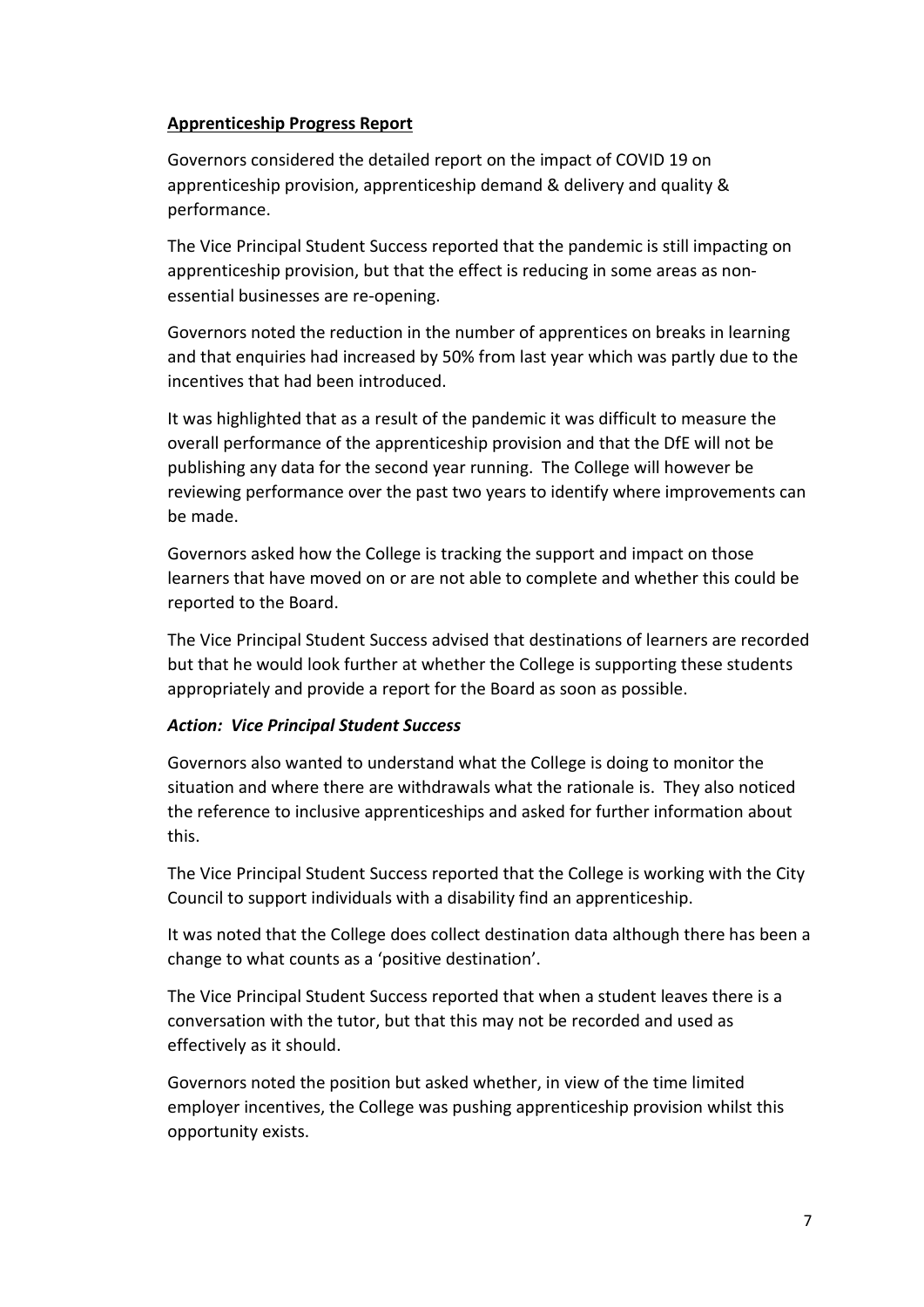**Apprenticeship Progress Report**

Governors considered the detailed report on the impact of COVID 19 on apprenticeship provision, apprenticeship demand & delivery and quality & performance.

The Vice Principal Student Success reported that the pandemic is still impacting on apprenticeship provision, but that the effect is reducing in some areas as non-essential businesses are re-opening.

Governors noted the reduction in the number of apprentices on breaks in learning and that enquiries had increased by 50% from last year which was partly due to the incentives that had been introduced.

It was highlighted that as a result of the pandemic it was difficult to measure the overall performance of the apprenticeship provision and that the DfE will not be publishing any data for the second year running. The College will however be reviewing performance over the past two years to identify where improvements can be made.

Governors asked how the College is tracking the support and impact on those learners that have moved on or are not able to complete and whether this could be reported to the Board.

The Vice Principal Student Success advised that destinations of learners are recorded but that he would look further at whether the College is supporting these students appropriately and provide a report for the Board as soon as possible.

***Action: Vice Principal Student Success***

Governors also wanted to understand what the College is doing to monitor the situation and where there are withdrawals what the rationale is. They also noticed the reference to inclusive apprenticeships and asked for further information about this.

The Vice Principal Student Success reported that the College is working with the City Council to support individuals with a disability find an apprenticeship.

It was noted that the College does collect destination data although there has been a change to what counts as a 'positive destination'.

The Vice Principal Student Success reported that when a student leaves there is a conversation with the tutor, but that this may not be recorded and used as effectively as it should.

Governors noted the position but asked whether, in view of the time limited employer incentives, the College was pushing apprenticeship provision whilst this opportunity exists.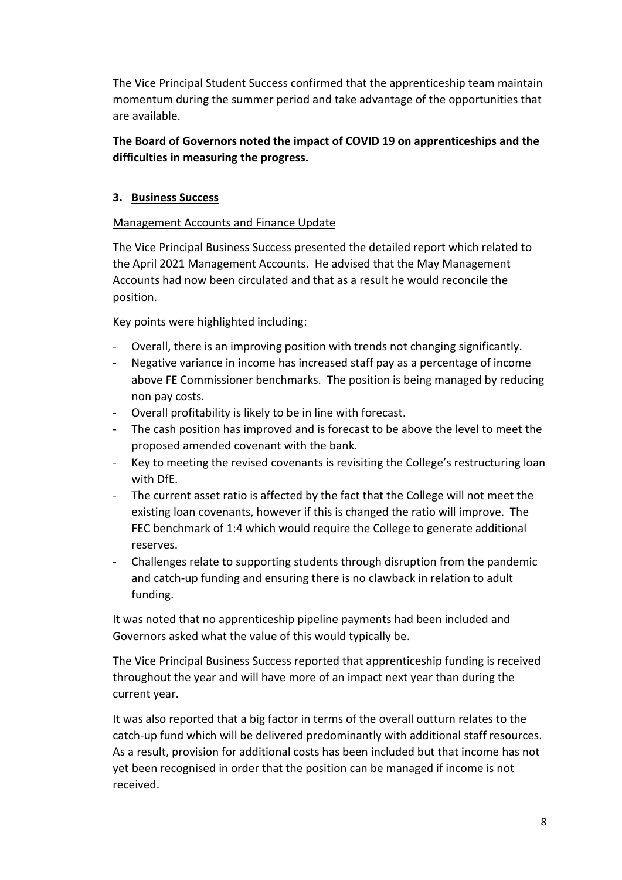The Vice Principal Student Success confirmed that the apprenticeship team maintain momentum during the summer period and take advantage of the opportunities that are available.

**The Board of Governors noted the impact of COVID 19 on apprenticeships and the difficulties in measuring the progress.**

## 3. Business Success

Management Accounts and Finance Update

The Vice Principal Business Success presented the detailed report which related to the April 2021 Management Accounts. He advised that the May Management Accounts had now been circulated and that as a result he would reconcile the position.

Key points were highlighted including:

- Overall, there is an improving position with trends not changing significantly.
- Negative variance in income has increased staff pay as a percentage of income above FE Commissioner benchmarks. The position is being managed by reducing non pay costs.
- Overall profitability is likely to be in line with forecast.
- The cash position has improved and is forecast to be above the level to meet the proposed amended covenant with the bank.
- Key to meeting the revised covenants is revisiting the College's restructuring loan with DfE.
- The current asset ratio is affected by the fact that the College will not meet the existing loan covenants, however if this is changed the ratio will improve. The FEC benchmark of 1:4 which would require the College to generate additional reserves.
- Challenges relate to supporting students through disruption from the pandemic and catch-up funding and ensuring there is no clawback in relation to adult funding.

It was noted that no apprenticeship pipeline payments had been included and Governors asked what the value of this would typically be.

The Vice Principal Business Success reported that apprenticeship funding is received throughout the year and will have more of an impact next year than during the current year.

It was also reported that a big factor in terms of the overall outturn relates to the catch-up fund which will be delivered predominantly with additional staff resources. As a result, provision for additional costs has been included but that income has not yet been recognised in order that the position can be managed if income is not received.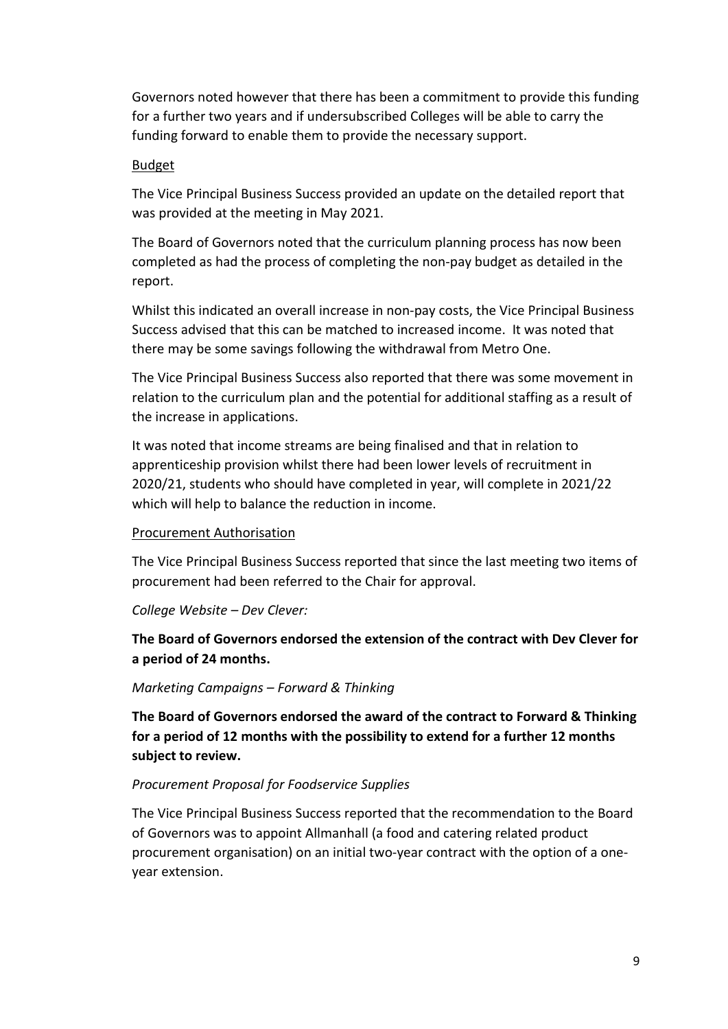Governors noted however that there has been a commitment to provide this funding for a further two years and if undersubscribed Colleges will be able to carry the funding forward to enable them to provide the necessary support.

<u>Budget</u>

The Vice Principal Business Success provided an update on the detailed report that was provided at the meeting in May 2021.

The Board of Governors noted that the curriculum planning process has now been completed as had the process of completing the non-pay budget as detailed in the report.

Whilst this indicated an overall increase in non-pay costs, the Vice Principal Business Success advised that this can be matched to increased income. It was noted that there may be some savings following the withdrawal from Metro One.

The Vice Principal Business Success also reported that there was some movement in relation to the curriculum plan and the potential for additional staffing as a result of the increase in applications.

It was noted that income streams are being finalised and that in relation to apprenticeship provision whilst there had been lower levels of recruitment in 2020/21, students who should have completed in year, will complete in 2021/22 which will help to balance the reduction in income.

<u>Procurement Authorisation</u>

The Vice Principal Business Success reported that since the last meeting two items of procurement had been referred to the Chair for approval.

*College Website – Dev Clever:*

**The Board of Governors endorsed the extension of the contract with Dev Clever for a period of 24 months.**

*Marketing Campaigns – Forward & Thinking*

**The Board of Governors endorsed the award of the contract to Forward & Thinking for a period of 12 months with the possibility to extend for a further 12 months subject to review.**

*Procurement Proposal for Foodservice Supplies*

The Vice Principal Business Success reported that the recommendation to the Board of Governors was to appoint Allmanhall (a food and catering related product procurement organisation) on an initial two-year contract with the option of a one-year extension.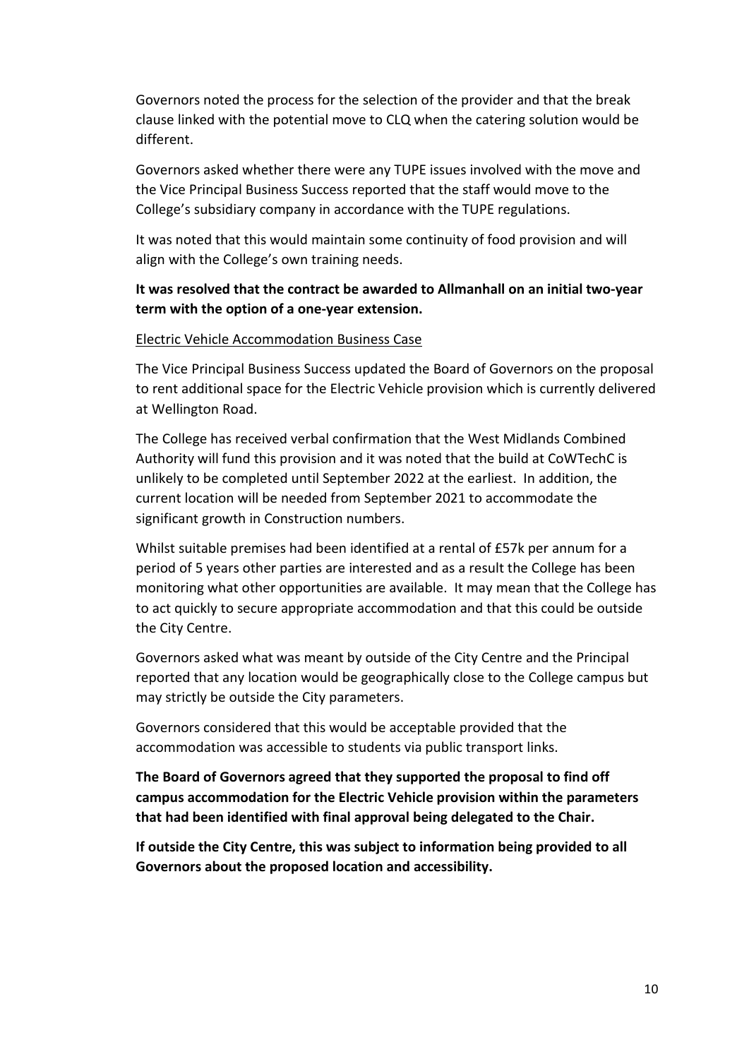Governors noted the process for the selection of the provider and that the break clause linked with the potential move to CLQ when the catering solution would be different.

Governors asked whether there were any TUPE issues involved with the move and the Vice Principal Business Success reported that the staff would move to the College's subsidiary company in accordance with the TUPE regulations.

It was noted that this would maintain some continuity of food provision and will align with the College's own training needs.

**It was resolved that the contract be awarded to Allmanhall on an initial two-year term with the option of a one-year extension.**

<u>Electric Vehicle Accommodation Business Case</u>

The Vice Principal Business Success updated the Board of Governors on the proposal to rent additional space for the Electric Vehicle provision which is currently delivered at Wellington Road.

The College has received verbal confirmation that the West Midlands Combined Authority will fund this provision and it was noted that the build at CoWTechC is unlikely to be completed until September 2022 at the earliest. In addition, the current location will be needed from September 2021 to accommodate the significant growth in Construction numbers.

Whilst suitable premises had been identified at a rental of £57k per annum for a period of 5 years other parties are interested and as a result the College has been monitoring what other opportunities are available. It may mean that the College has to act quickly to secure appropriate accommodation and that this could be outside the City Centre.

Governors asked what was meant by outside of the City Centre and the Principal reported that any location would be geographically close to the College campus but may strictly be outside the City parameters.

Governors considered that this would be acceptable provided that the accommodation was accessible to students via public transport links.

**The Board of Governors agreed that they supported the proposal to find off campus accommodation for the Electric Vehicle provision within the parameters that had been identified with final approval being delegated to the Chair.**

**If outside the City Centre, this was subject to information being provided to all Governors about the proposed location and accessibility.**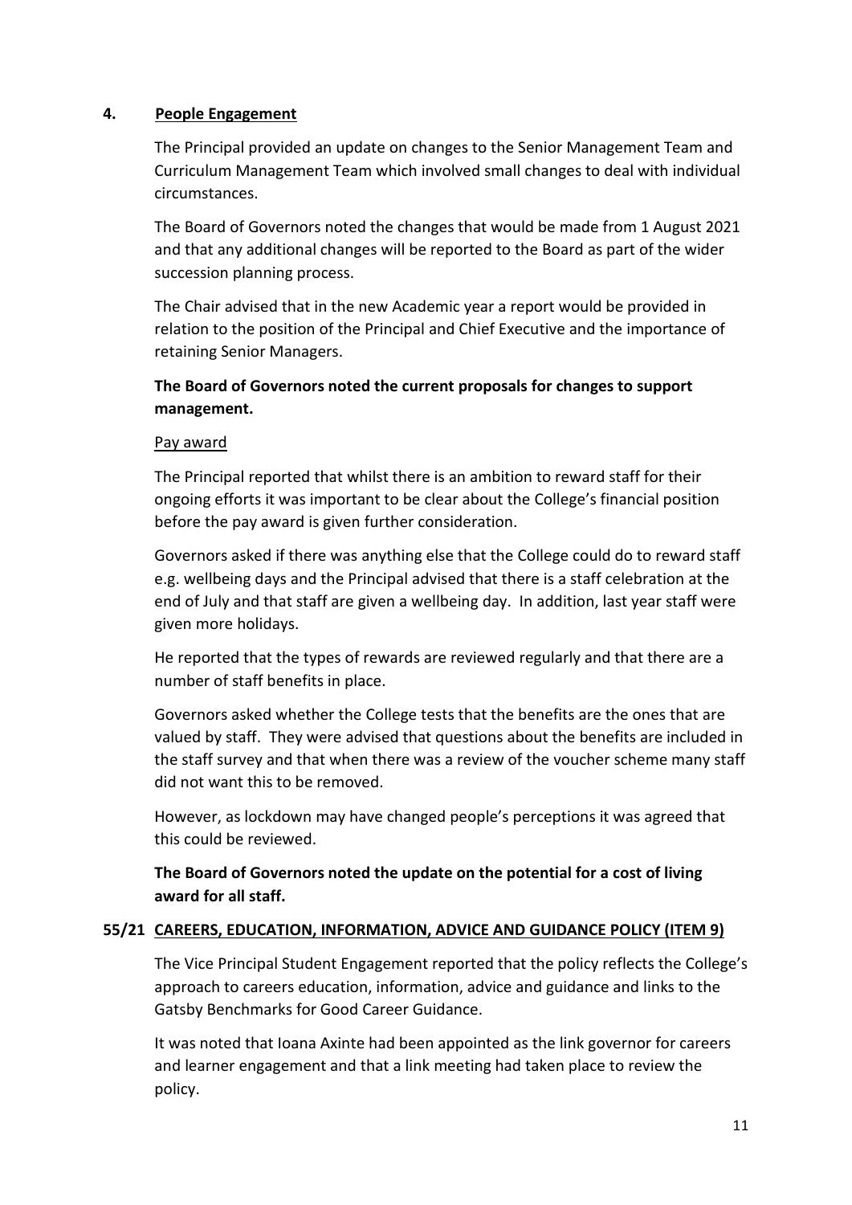**4. <u>People Engagement</u>**

The Principal provided an update on changes to the Senior Management Team and Curriculum Management Team which involved small changes to deal with individual circumstances.

The Board of Governors noted the changes that would be made from 1 August 2021 and that any additional changes will be reported to the Board as part of the wider succession planning process.

The Chair advised that in the new Academic year a report would be provided in relation to the position of the Principal and Chief Executive and the importance of retaining Senior Managers.

**The Board of Governors noted the current proposals for changes to support management.**

<u>Pay award</u>

The Principal reported that whilst there is an ambition to reward staff for their ongoing efforts it was important to be clear about the College's financial position before the pay award is given further consideration.

Governors asked if there was anything else that the College could do to reward staff e.g. wellbeing days and the Principal advised that there is a staff celebration at the end of July and that staff are given a wellbeing day. In addition, last year staff were given more holidays.

He reported that the types of rewards are reviewed regularly and that there are a number of staff benefits in place.

Governors asked whether the College tests that the benefits are the ones that are valued by staff. They were advised that questions about the benefits are included in the staff survey and that when there was a review of the voucher scheme many staff did not want this to be removed.

However, as lockdown may have changed people's perceptions it was agreed that this could be reviewed.

**The Board of Governors noted the update on the potential for a cost of living award for all staff.**

**55/21 <u>CAREERS, EDUCATION, INFORMATION, ADVICE AND GUIDANCE POLICY (ITEM 9)</u>**

The Vice Principal Student Engagement reported that the policy reflects the College's approach to careers education, information, advice and guidance and links to the Gatsby Benchmarks for Good Career Guidance.

It was noted that Ioana Axinte had been appointed as the link governor for careers and learner engagement and that a link meeting had taken place to review the policy.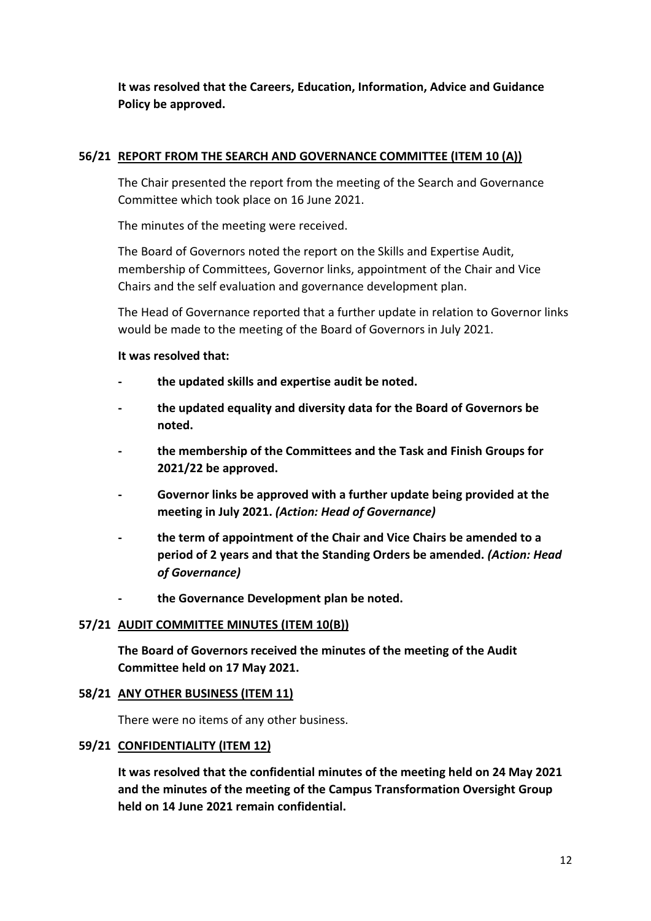**It was resolved that the Careers, Education, Information, Advice and Guidance Policy be approved.**

**56/21 REPORT FROM THE SEARCH AND GOVERNANCE COMMITTEE (ITEM 10 (A))**

The Chair presented the report from the meeting of the Search and Governance Committee which took place on 16 June 2021.

The minutes of the meeting were received.

The Board of Governors noted the report on the Skills and Expertise Audit, membership of Committees, Governor links, appointment of the Chair and Vice Chairs and the self evaluation and governance development plan.

The Head of Governance reported that a further update in relation to Governor links would be made to the meeting of the Board of Governors in July 2021.

**It was resolved that:**

- **the updated skills and expertise audit be noted.**
- **the updated equality and diversity data for the Board of Governors be noted.**
- **the membership of the Committees and the Task and Finish Groups for 2021/22 be approved.**
- **Governor links be approved with a further update being provided at the meeting in July 2021.** ***(Action: Head of Governance)***
- **the term of appointment of the Chair and Vice Chairs be amended to a period of 2 years and that the Standing Orders be amended.** ***(Action: Head of Governance)***
- **the Governance Development plan be noted.**

**57/21 AUDIT COMMITTEE MINUTES (ITEM 10(B))**

**The Board of Governors received the minutes of the meeting of the Audit Committee held on 17 May 2021.**

**58/21 ANY OTHER BUSINESS (ITEM 11)**

There were no items of any other business.

**59/21 CONFIDENTIALITY (ITEM 12)**

**It was resolved that the confidential minutes of the meeting held on 24 May 2021 and the minutes of the meeting of the Campus Transformation Oversight Group held on 14 June 2021 remain confidential.**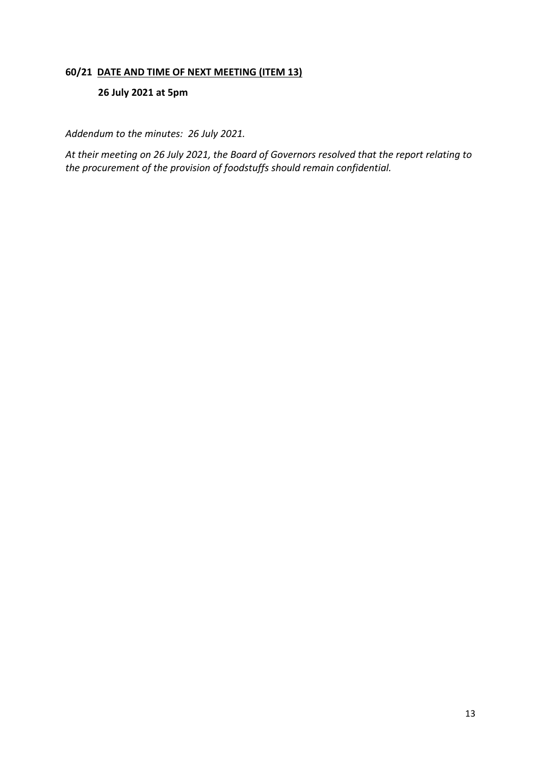**60/21 <u>DATE AND TIME OF NEXT MEETING (ITEM 13)</u>**

**26 July 2021 at 5pm**

*Addendum to the minutes: 26 July 2021.*

*At their meeting on 26 July 2021, the Board of Governors resolved that the report relating to the procurement of the provision of foodstuffs should remain confidential.*